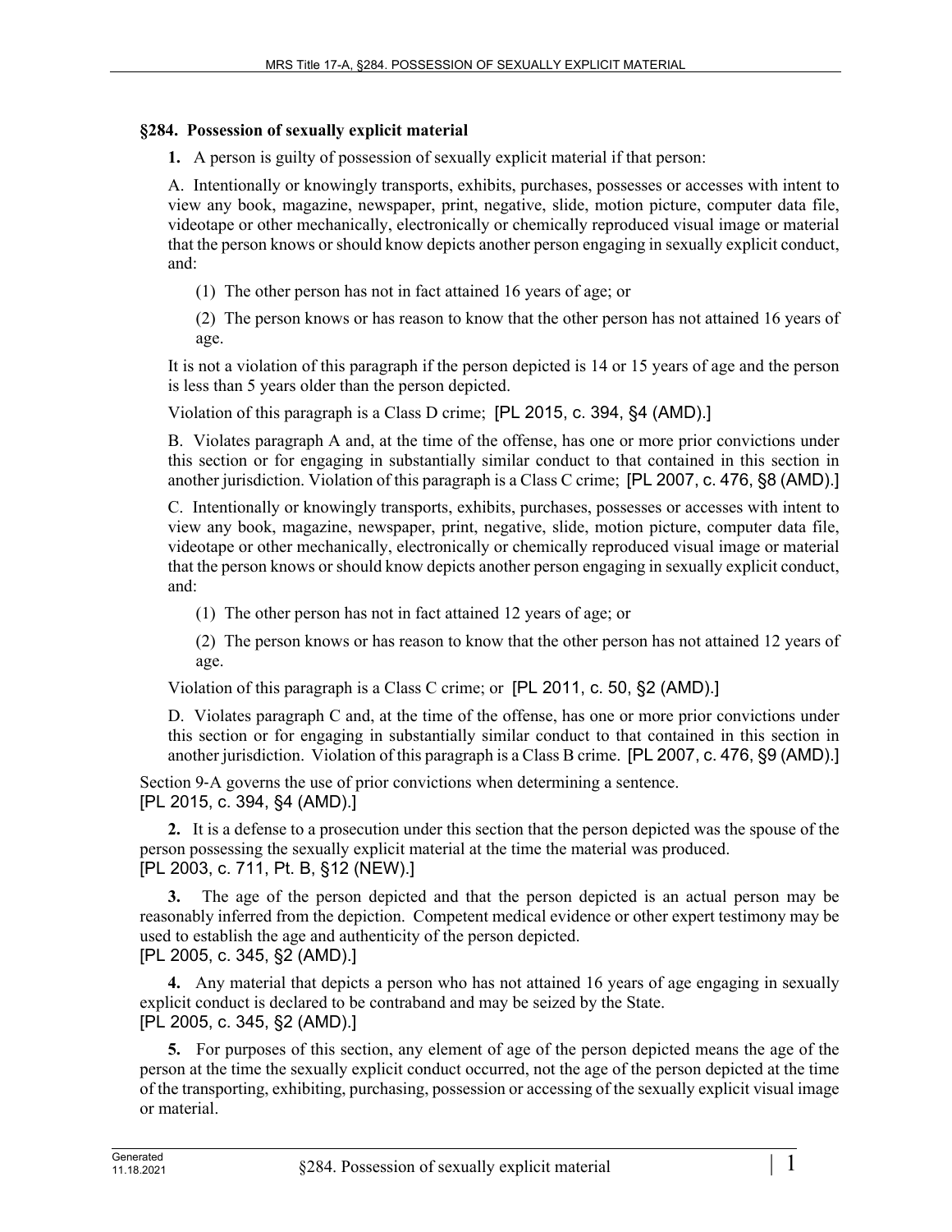## §284. Possession of sexually explicit material

**1.** A person is guilty of possession of sexually explicit material if that person:

A. Intentionally or knowingly transports, exhibits, purchases, possesses or accesses with intent to view any book, magazine, newspaper, print, negative, slide, motion picture, computer data file, videotape or other mechanically, electronically or chemically reproduced visual image or material that the person knows or should know depicts another person engaging in sexually explicit conduct, and:

(1) The other person has not in fact attained 16 years of age; or

(2) The person knows or has reason to know that the other person has not attained 16 years of age.

It is not a violation of this paragraph if the person depicted is 14 or 15 years of age and the person is less than 5 years older than the person depicted.

Violation of this paragraph is a Class D crime; [PL 2015, c. 394, §4 (AMD).]

B. Violates paragraph A and, at the time of the offense, has one or more prior convictions under this section or for engaging in substantially similar conduct to that contained in this section in another jurisdiction. Violation of this paragraph is a Class C crime; [PL 2007, c. 476, §8 (AMD).]

C. Intentionally or knowingly transports, exhibits, purchases, possesses or accesses with intent to view any book, magazine, newspaper, print, negative, slide, motion picture, computer data file, videotape or other mechanically, electronically or chemically reproduced visual image or material that the person knows or should know depicts another person engaging in sexually explicit conduct, and:

(1) The other person has not in fact attained 12 years of age; or

(2) The person knows or has reason to know that the other person has not attained 12 years of age.

Violation of this paragraph is a Class C crime; or [PL 2011, c. 50, §2 (AMD).]

D. Violates paragraph C and, at the time of the offense, has one or more prior convictions under this section or for engaging in substantially similar conduct to that contained in this section in another jurisdiction. Violation of this paragraph is a Class B crime. [PL 2007, c. 476, §9 (AMD).]

Section 9-A governs the use of prior convictions when determining a sentence.
[PL 2015, c. 394, §4 (AMD).]

**2.** It is a defense to a prosecution under this section that the person depicted was the spouse of the person possessing the sexually explicit material at the time the material was produced.
[PL 2003, c. 711, Pt. B, §12 (NEW).]

**3.** The age of the person depicted and that the person depicted is an actual person may be reasonably inferred from the depiction. Competent medical evidence or other expert testimony may be used to establish the age and authenticity of the person depicted.
[PL 2005, c. 345, §2 (AMD).]

**4.** Any material that depicts a person who has not attained 16 years of age engaging in sexually explicit conduct is declared to be contraband and may be seized by the State.
[PL 2005, c. 345, §2 (AMD).]

**5.** For purposes of this section, any element of age of the person depicted means the age of the person at the time the sexually explicit conduct occurred, not the age of the person depicted at the time of the transporting, exhibiting, purchasing, possession or accessing of the sexually explicit visual image or material.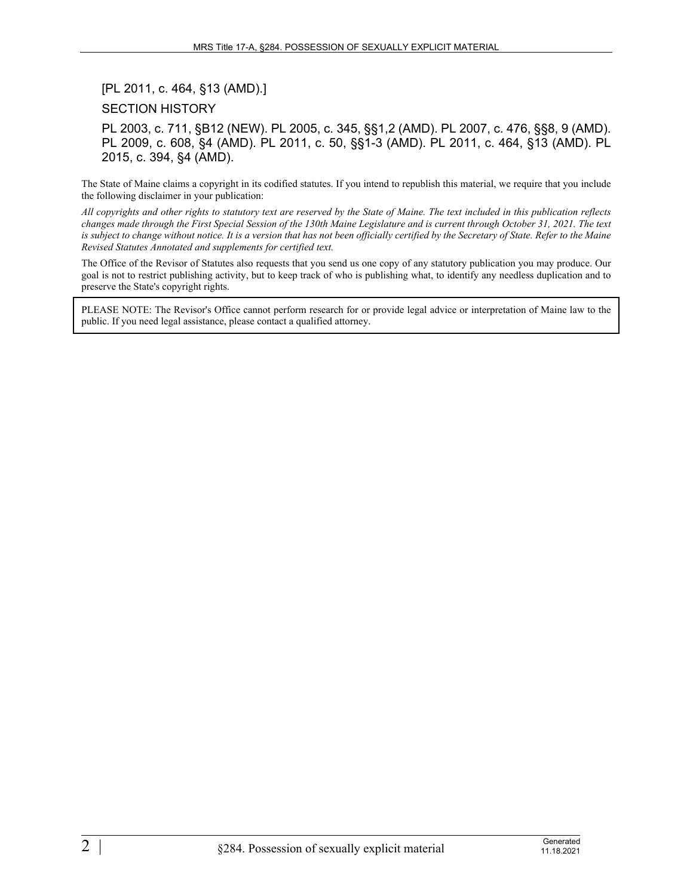[PL 2011, c. 464, §13 (AMD).]

SECTION HISTORY

PL 2003, c. 711, §B12 (NEW). PL 2005, c. 345, §§1,2 (AMD). PL 2007, c. 476, §§8, 9 (AMD). PL 2009, c. 608, §4 (AMD). PL 2011, c. 50, §§1-3 (AMD). PL 2011, c. 464, §13 (AMD). PL 2015, c. 394, §4 (AMD).

The State of Maine claims a copyright in its codified statutes. If you intend to republish this material, we require that you include the following disclaimer in your publication:

*All copyrights and other rights to statutory text are reserved by the State of Maine. The text included in this publication reflects changes made through the First Special Session of the 130th Maine Legislature and is current through October 31, 2021. The text is subject to change without notice. It is a version that has not been officially certified by the Secretary of State. Refer to the Maine Revised Statutes Annotated and supplements for certified text.*

The Office of the Revisor of Statutes also requests that you send us one copy of any statutory publication you may produce. Our goal is not to restrict publishing activity, but to keep track of who is publishing what, to identify any needless duplication and to preserve the State's copyright rights.

PLEASE NOTE: The Revisor's Office cannot perform research for or provide legal advice or interpretation of Maine law to the public. If you need legal assistance, please contact a qualified attorney.